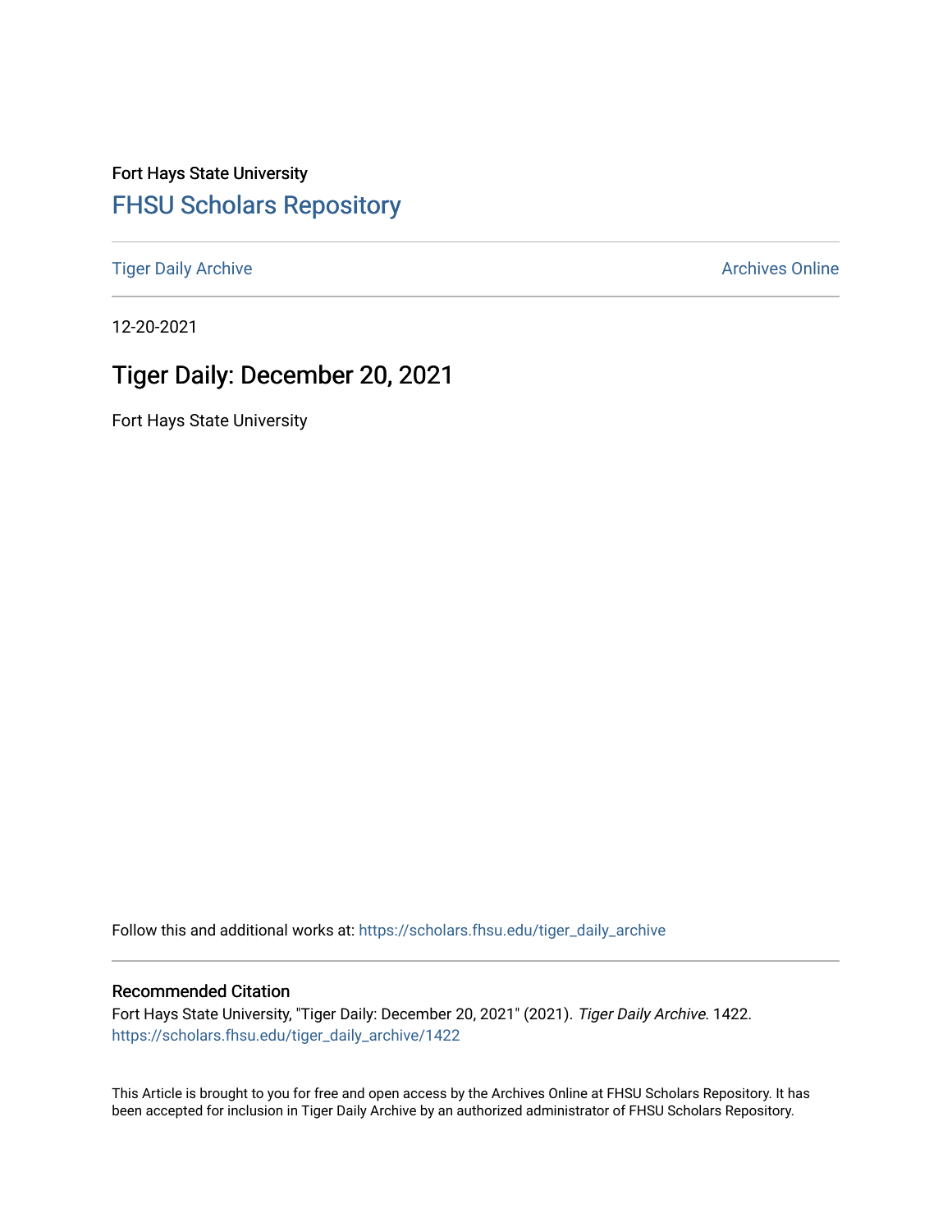Fort Hays State University

## FHSU Scholars Repository

Tiger Daily Archive

Archives Online

12-20-2021

# Tiger Daily: December 20, 2021

Fort Hays State University

Follow this and additional works at: https://scholars.fhsu.edu/tiger_daily_archive

### Recommended Citation

Fort Hays State University, "Tiger Daily: December 20, 2021" (2021). *Tiger Daily Archive*. 1422.
https://scholars.fhsu.edu/tiger_daily_archive/1422

This Article is brought to you for free and open access by the Archives Online at FHSU Scholars Repository. It has been accepted for inclusion in Tiger Daily Archive by an authorized administrator of FHSU Scholars Repository.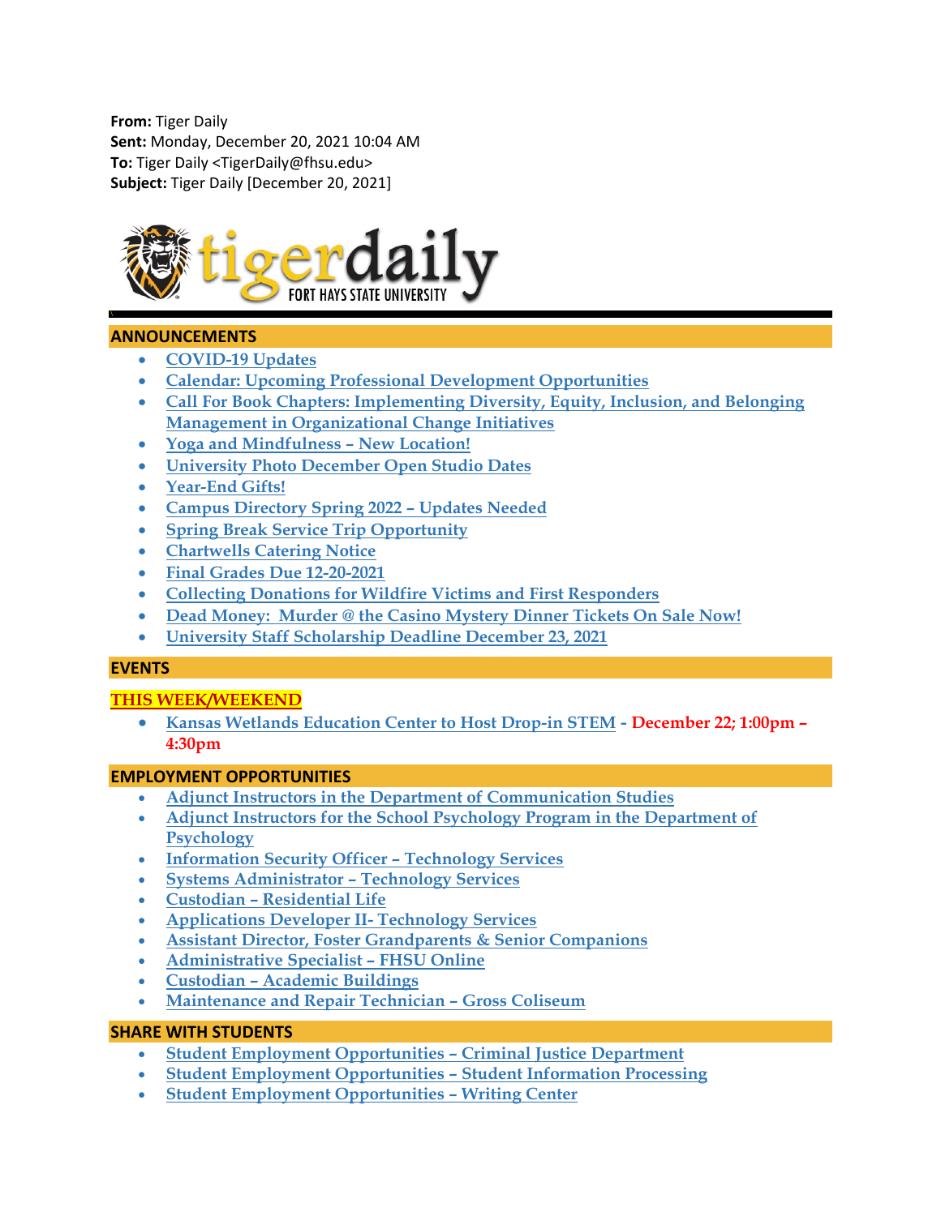**From:** Tiger Daily
**Sent:** Monday, December 20, 2021 10:04 AM
**To:** Tiger Daily <TigerDaily@fhsu.edu>
**Subject:** Tiger Daily [December 20, 2021]

## ANNOUNCEMENTS

- COVID-19 Updates
- Calendar: Upcoming Professional Development Opportunities
- Call For Book Chapters: Implementing Diversity, Equity, Inclusion, and Belonging Management in Organizational Change Initiatives
- Yoga and Mindfulness – New Location!
- University Photo December Open Studio Dates
- Year-End Gifts!
- Campus Directory Spring 2022 – Updates Needed
- Spring Break Service Trip Opportunity
- Chartwells Catering Notice
- Final Grades Due 12-20-2021
- Collecting Donations for Wildfire Victims and First Responders
- Dead Money: Murder @ the Casino Mystery Dinner Tickets On Sale Now!
- University Staff Scholarship Deadline December 23, 2021

## EVENTS

**THIS WEEK/WEEKEND**

- Kansas Wetlands Education Center to Host Drop-in STEM - **December 22; 1:00pm – 4:30pm**

## EMPLOYMENT OPPORTUNITIES

- Adjunct Instructors in the Department of Communication Studies
- Adjunct Instructors for the School Psychology Program in the Department of Psychology
- Information Security Officer – Technology Services
- Systems Administrator – Technology Services
- Custodian – Residential Life
- Applications Developer II- Technology Services
- Assistant Director, Foster Grandparents & Senior Companions
- Administrative Specialist – FHSU Online
- Custodian – Academic Buildings
- Maintenance and Repair Technician – Gross Coliseum

## SHARE WITH STUDENTS

- Student Employment Opportunities – Criminal Justice Department
- Student Employment Opportunities – Student Information Processing
- Student Employment Opportunities – Writing Center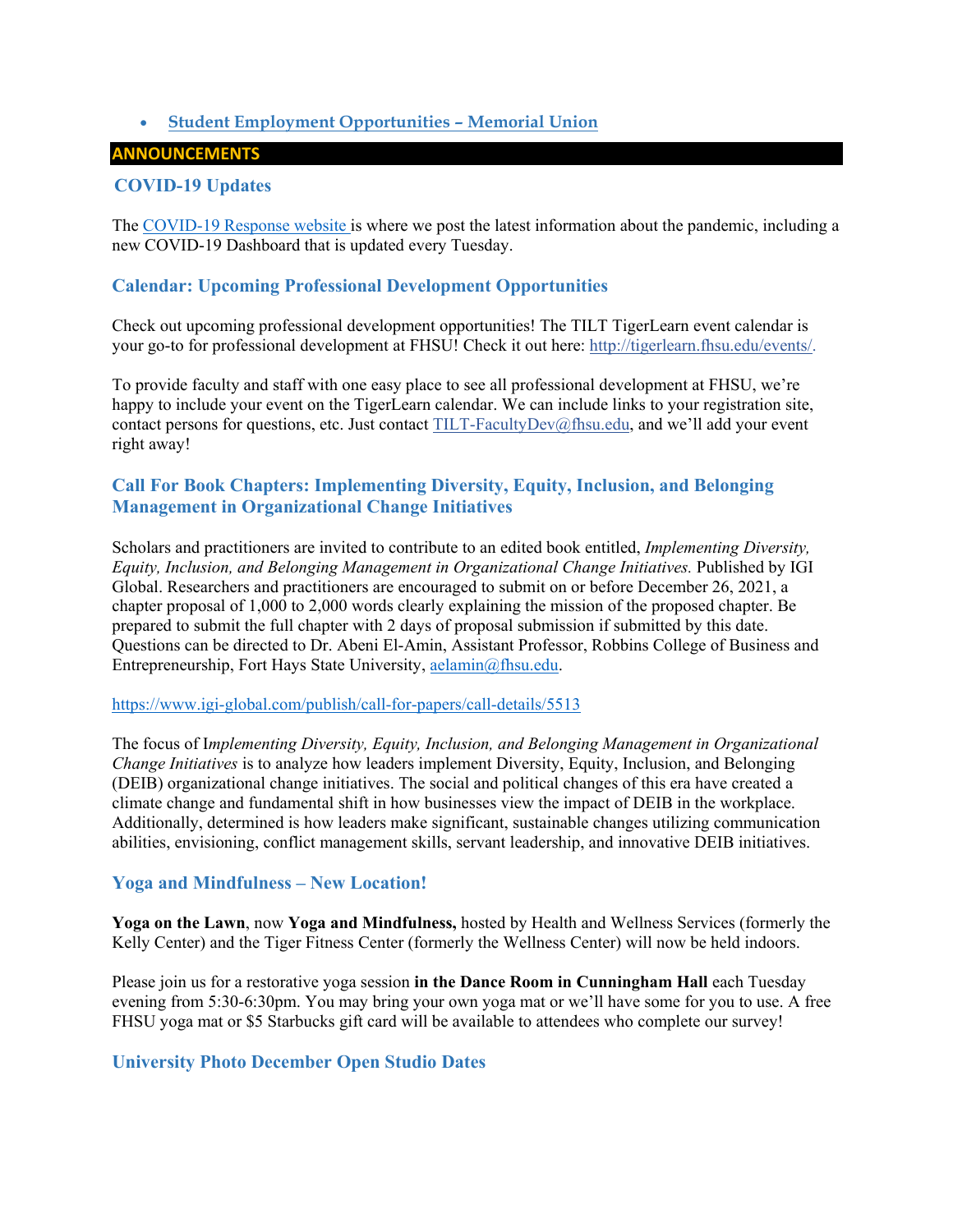- **Student Employment Opportunities – Memorial Union**

## ANNOUNCEMENTS

### COVID-19 Updates

The COVID-19 Response website is where we post the latest information about the pandemic, including a new COVID-19 Dashboard that is updated every Tuesday.

### Calendar: Upcoming Professional Development Opportunities

Check out upcoming professional development opportunities! The TILT TigerLearn event calendar is your go-to for professional development at FHSU! Check it out here: http://tigerlearn.fhsu.edu/events/.

To provide faculty and staff with one easy place to see all professional development at FHSU, we're happy to include your event on the TigerLearn calendar. We can include links to your registration site, contact persons for questions, etc. Just contact TILT-FacultyDev@fhsu.edu, and we'll add your event right away!

### Call For Book Chapters: Implementing Diversity, Equity, Inclusion, and Belonging Management in Organizational Change Initiatives

Scholars and practitioners are invited to contribute to an edited book entitled, *Implementing Diversity, Equity, Inclusion, and Belonging Management in Organizational Change Initiatives.* Published by IGI Global. Researchers and practitioners are encouraged to submit on or before December 26, 2021, a chapter proposal of 1,000 to 2,000 words clearly explaining the mission of the proposed chapter. Be prepared to submit the full chapter with 2 days of proposal submission if submitted by this date. Questions can be directed to Dr. Abeni El-Amin, Assistant Professor, Robbins College of Business and Entrepreneurship, Fort Hays State University, aelamin@fhsu.edu.

https://www.igi-global.com/publish/call-for-papers/call-details/5513

The focus of I*mplementing Diversity, Equity, Inclusion, and Belonging Management in Organizational Change Initiatives* is to analyze how leaders implement Diversity, Equity, Inclusion, and Belonging (DEIB) organizational change initiatives. The social and political changes of this era have created a climate change and fundamental shift in how businesses view the impact of DEIB in the workplace. Additionally, determined is how leaders make significant, sustainable changes utilizing communication abilities, envisioning, conflict management skills, servant leadership, and innovative DEIB initiatives.

### Yoga and Mindfulness – New Location!

**Yoga on the Lawn**, now **Yoga and Mindfulness,** hosted by Health and Wellness Services (formerly the Kelly Center) and the Tiger Fitness Center (formerly the Wellness Center) will now be held indoors.

Please join us for a restorative yoga session **in the Dance Room in Cunningham Hall** each Tuesday evening from 5:30-6:30pm. You may bring your own yoga mat or we'll have some for you to use. A free FHSU yoga mat or $5 Starbucks gift card will be available to attendees who complete our survey!

### University Photo December Open Studio Dates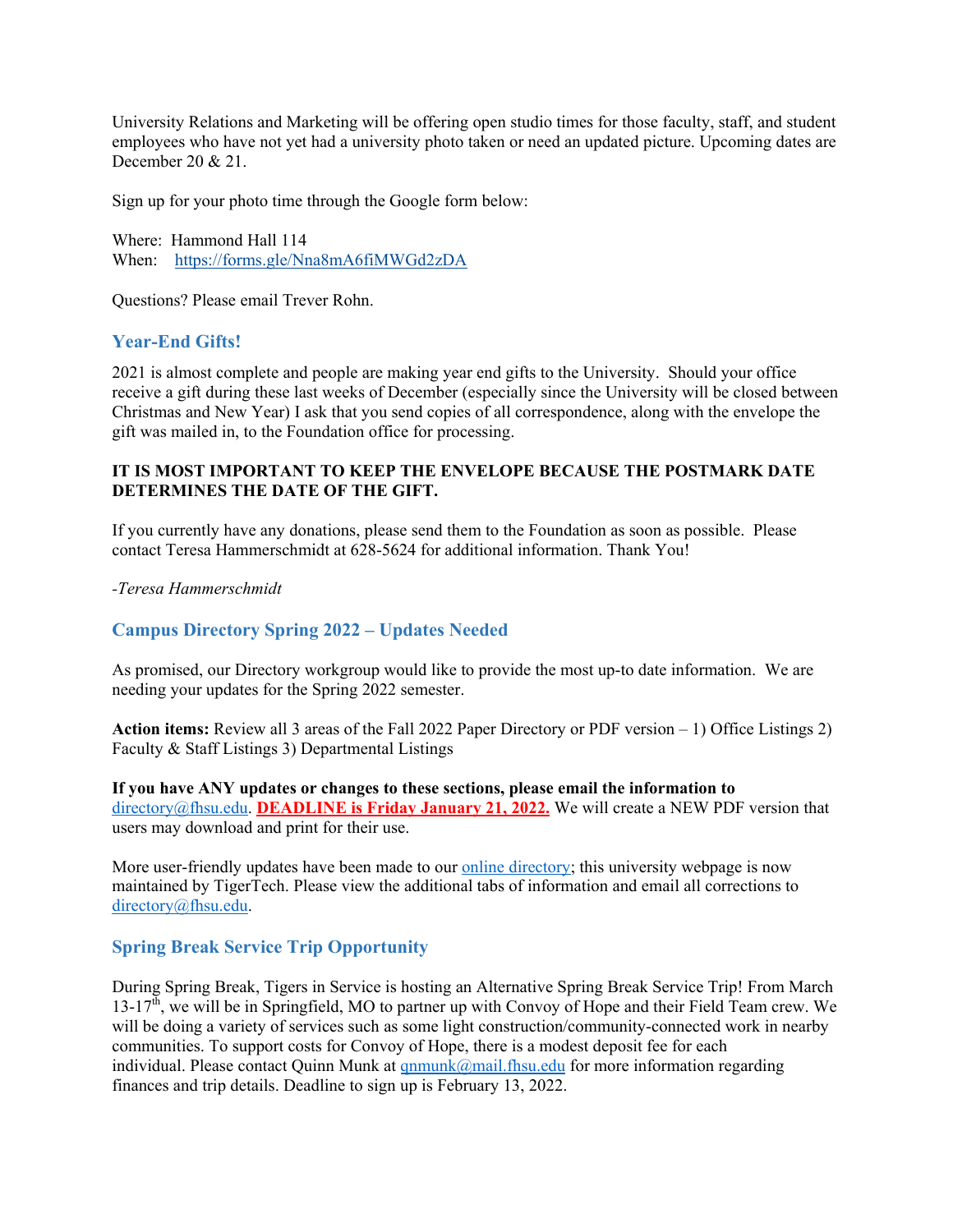University Relations and Marketing will be offering open studio times for those faculty, staff, and student employees who have not yet had a university photo taken or need an updated picture. Upcoming dates are December 20 & 21.

Sign up for your photo time through the Google form below:

Where: Hammond Hall 114
When: [https://forms.gle/Nna8mA6fiMWGd2zDA](https://forms.gle/Nna8mA6fiMWGd2zDA)

Questions? Please email Trever Rohn.

## Year-End Gifts!

2021 is almost complete and people are making year end gifts to the University. Should your office receive a gift during these last weeks of December (especially since the University will be closed between Christmas and New Year) I ask that you send copies of all correspondence, along with the envelope the gift was mailed in, to the Foundation office for processing.

**IT IS MOST IMPORTANT TO KEEP THE ENVELOPE BECAUSE THE POSTMARK DATE DETERMINES THE DATE OF THE GIFT.**

If you currently have any donations, please send them to the Foundation as soon as possible. Please contact Teresa Hammerschmidt at 628-5624 for additional information. Thank You!

*-Teresa Hammerschmidt*

## Campus Directory Spring 2022 – Updates Needed

As promised, our Directory workgroup would like to provide the most up-to date information. We are needing your updates for the Spring 2022 semester.

**Action items:** Review all 3 areas of the Fall 2022 Paper Directory or PDF version – 1) Office Listings 2) Faculty & Staff Listings 3) Departmental Listings

**If you have ANY updates or changes to these sections, please email the information to** directory@fhsu.edu. **DEADLINE is Friday January 21, 2022.** We will create a NEW PDF version that users may download and print for their use.

More user-friendly updates have been made to our online directory; this university webpage is now maintained by TigerTech. Please view the additional tabs of information and email all corrections to directory@fhsu.edu.

## Spring Break Service Trip Opportunity

During Spring Break, Tigers in Service is hosting an Alternative Spring Break Service Trip! From March 13-17th, we will be in Springfield, MO to partner up with Convoy of Hope and their Field Team crew. We will be doing a variety of services such as some light construction/community-connected work in nearby communities. To support costs for Convoy of Hope, there is a modest deposit fee for each individual. Please contact Quinn Munk at qnmunk@mail.fhsu.edu for more information regarding finances and trip details. Deadline to sign up is February 13, 2022.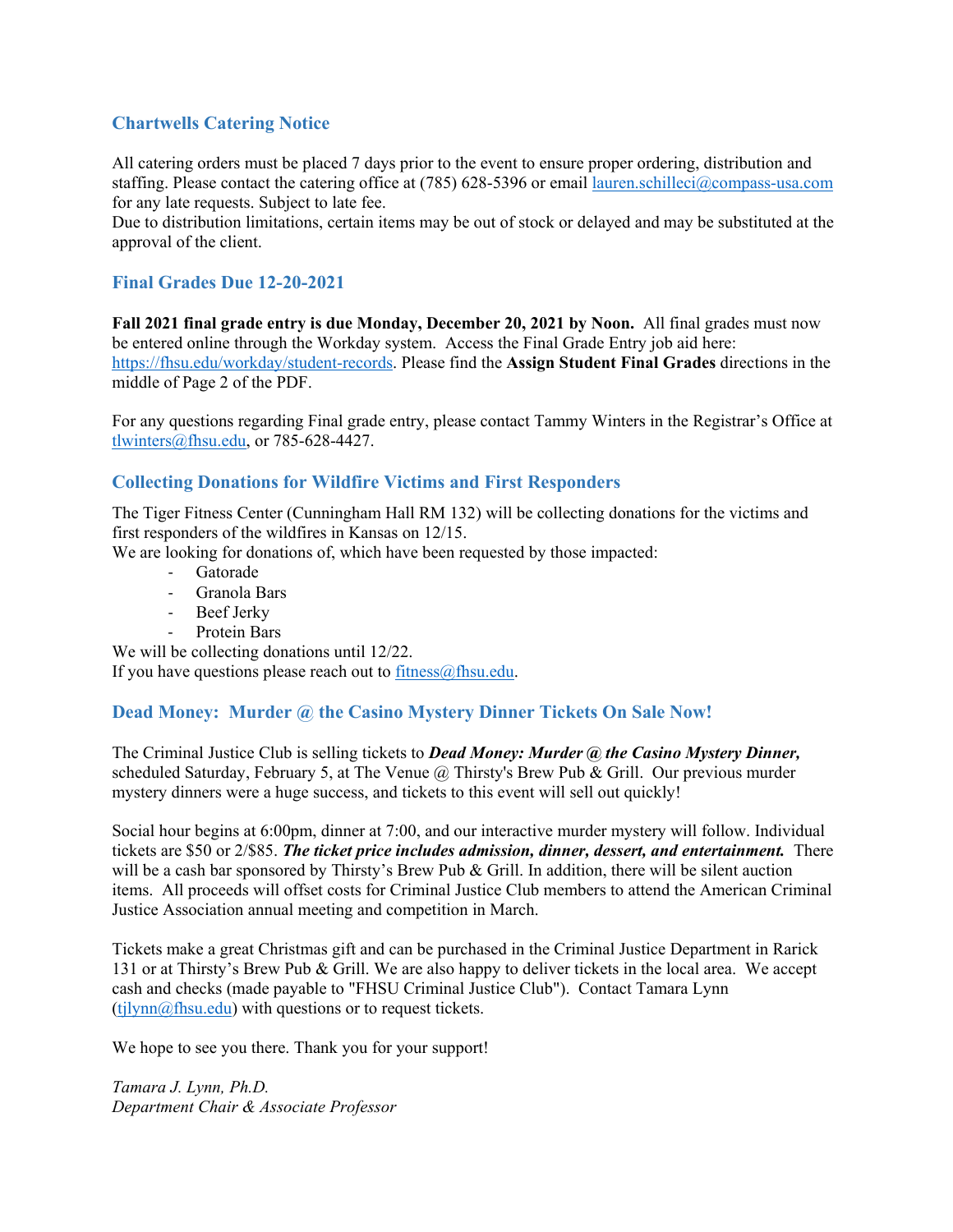## Chartwells Catering Notice

All catering orders must be placed 7 days prior to the event to ensure proper ordering, distribution and staffing. Please contact the catering office at (785) 628-5396 or email lauren.schilleci@compass-usa.com for any late requests. Subject to late fee.
Due to distribution limitations, certain items may be out of stock or delayed and may be substituted at the approval of the client.

## Final Grades Due 12-20-2021

**Fall 2021 final grade entry is due Monday, December 20, 2021 by Noon.** All final grades must now be entered online through the Workday system. Access the Final Grade Entry job aid here: https://fhsu.edu/workday/student-records. Please find the **Assign Student Final Grades** directions in the middle of Page 2 of the PDF.

For any questions regarding Final grade entry, please contact Tammy Winters in the Registrar's Office at tlwinters@fhsu.edu, or 785-628-4427.

## Collecting Donations for Wildfire Victims and First Responders

The Tiger Fitness Center (Cunningham Hall RM 132) will be collecting donations for the victims and first responders of the wildfires in Kansas on 12/15.
We are looking for donations of, which have been requested by those impacted:

- Gatorade
- Granola Bars
- Beef Jerky
- Protein Bars

We will be collecting donations until 12/22.
If you have questions please reach out to fitness@fhsu.edu.

## Dead Money: Murder @ the Casino Mystery Dinner Tickets On Sale Now!

The Criminal Justice Club is selling tickets to ***Dead Money: Murder @ the Casino Mystery Dinner,*** scheduled Saturday, February 5, at The Venue @ Thirsty's Brew Pub & Grill. Our previous murder mystery dinners were a huge success, and tickets to this event will sell out quickly!

Social hour begins at 6:00pm, dinner at 7:00, and our interactive murder mystery will follow. Individual tickets are $50 or 2/$85. ***The ticket price includes admission, dinner, dessert, and entertainment.*** There will be a cash bar sponsored by Thirsty's Brew Pub & Grill. In addition, there will be silent auction items. All proceeds will offset costs for Criminal Justice Club members to attend the American Criminal Justice Association annual meeting and competition in March.

Tickets make a great Christmas gift and can be purchased in the Criminal Justice Department in Rarick 131 or at Thirsty's Brew Pub & Grill. We are also happy to deliver tickets in the local area. We accept cash and checks (made payable to "FHSU Criminal Justice Club"). Contact Tamara Lynn (tjlynn@fhsu.edu) with questions or to request tickets.

We hope to see you there. Thank you for your support!

*Tamara J. Lynn, Ph.D.*
*Department Chair & Associate Professor*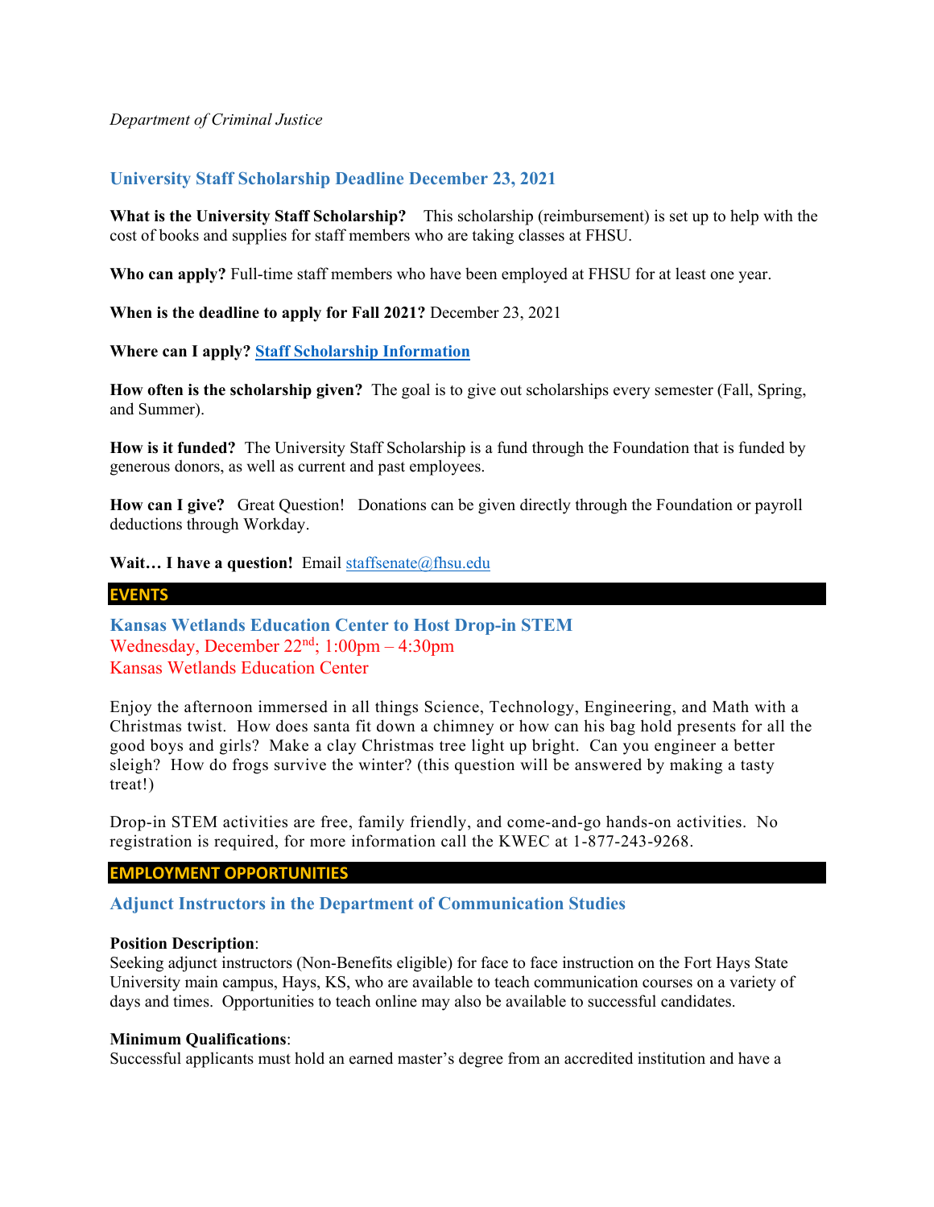*Department of Criminal Justice*

### University Staff Scholarship Deadline December 23, 2021

**What is the University Staff Scholarship?** This scholarship (reimbursement) is set up to help with the cost of books and supplies for staff members who are taking classes at FHSU.

**Who can apply?** Full-time staff members who have been employed at FHSU for at least one year.

**When is the deadline to apply for Fall 2021?** December 23, 2021

**Where can I apply?** **Staff Scholarship Information**

**How often is the scholarship given?** The goal is to give out scholarships every semester (Fall, Spring, and Summer).

**How is it funded?** The University Staff Scholarship is a fund through the Foundation that is funded by generous donors, as well as current and past employees.

**How can I give?** Great Question! Donations can be given directly through the Foundation or payroll deductions through Workday.

**Wait… I have a question!** Email staffsenate@fhsu.edu

## EVENTS

### Kansas Wetlands Education Center to Host Drop-in STEM

Wednesday, December 22nd; 1:00pm – 4:30pm
Kansas Wetlands Education Center

Enjoy the afternoon immersed in all things Science, Technology, Engineering, and Math with a Christmas twist. How does santa fit down a chimney or how can his bag hold presents for all the good boys and girls? Make a clay Christmas tree light up bright. Can you engineer a better sleigh? How do frogs survive the winter? (this question will be answered by making a tasty treat!)

Drop-in STEM activities are free, family friendly, and come-and-go hands-on activities. No registration is required, for more information call the KWEC at 1-877-243-9268.

## EMPLOYMENT OPPORTUNITIES

### Adjunct Instructors in the Department of Communication Studies

**Position Description**:
Seeking adjunct instructors (Non-Benefits eligible) for face to face instruction on the Fort Hays State University main campus, Hays, KS, who are available to teach communication courses on a variety of days and times. Opportunities to teach online may also be available to successful candidates.

**Minimum Qualifications**:
Successful applicants must hold an earned master's degree from an accredited institution and have a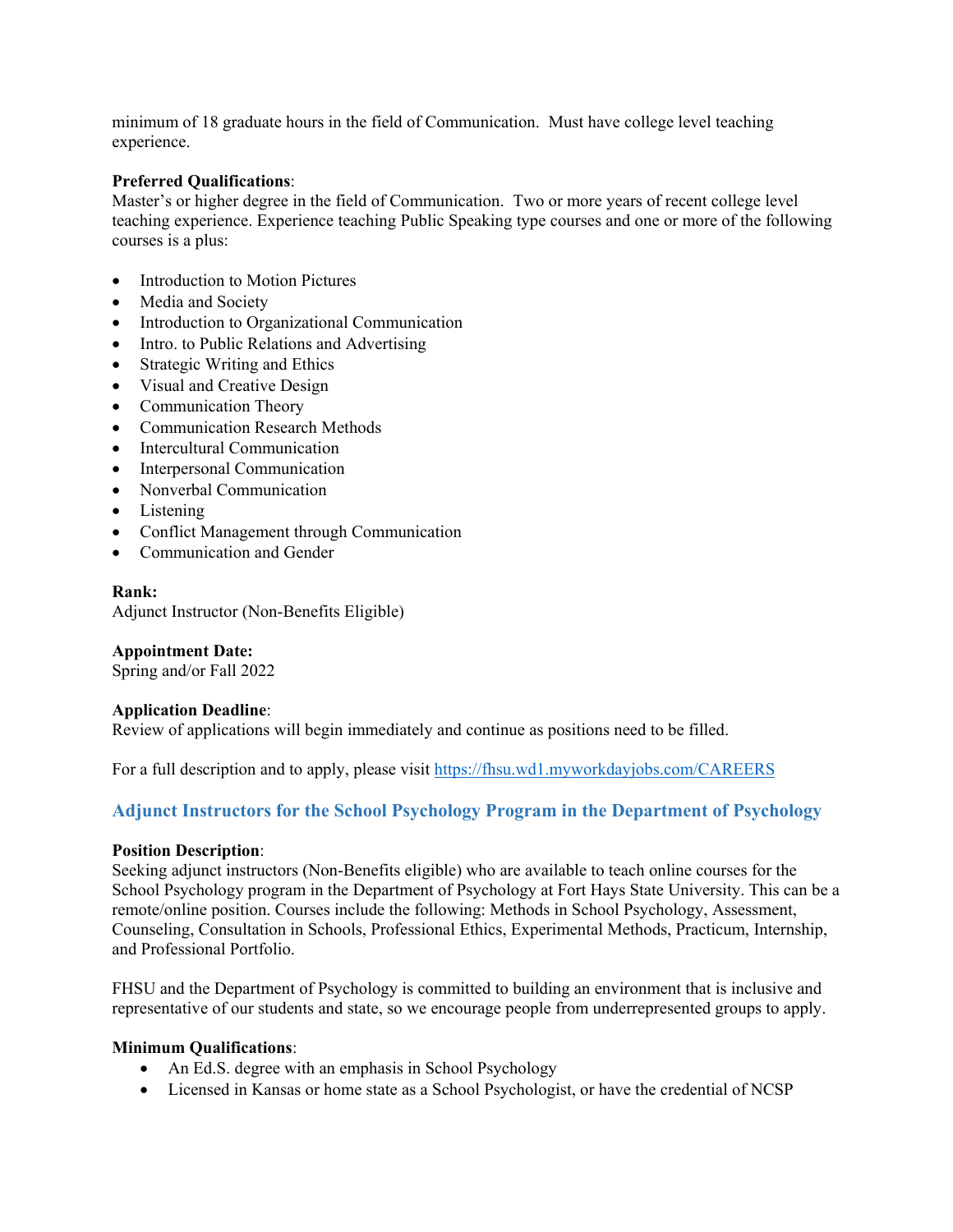minimum of 18 graduate hours in the field of Communication. Must have college level teaching experience.

**Preferred Qualifications**:
Master's or higher degree in the field of Communication. Two or more years of recent college level teaching experience. Experience teaching Public Speaking type courses and one or more of the following courses is a plus:

- Introduction to Motion Pictures
- Media and Society
- Introduction to Organizational Communication
- Intro. to Public Relations and Advertising
- Strategic Writing and Ethics
- Visual and Creative Design
- Communication Theory
- Communication Research Methods
- Intercultural Communication
- Interpersonal Communication
- Nonverbal Communication
- Listening
- Conflict Management through Communication
- Communication and Gender

**Rank:**
Adjunct Instructor (Non-Benefits Eligible)

**Appointment Date:**
Spring and/or Fall 2022

**Application Deadline**:
Review of applications will begin immediately and continue as positions need to be filled.

For a full description and to apply, please visit https://fhsu.wd1.myworkdayjobs.com/CAREERS

## Adjunct Instructors for the School Psychology Program in the Department of Psychology

**Position Description**:
Seeking adjunct instructors (Non-Benefits eligible) who are available to teach online courses for the School Psychology program in the Department of Psychology at Fort Hays State University. This can be a remote/online position. Courses include the following: Methods in School Psychology, Assessment, Counseling, Consultation in Schools, Professional Ethics, Experimental Methods, Practicum, Internship, and Professional Portfolio.

FHSU and the Department of Psychology is committed to building an environment that is inclusive and representative of our students and state, so we encourage people from underrepresented groups to apply.

**Minimum Qualifications**:

- An Ed.S. degree with an emphasis in School Psychology
- Licensed in Kansas or home state as a School Psychologist, or have the credential of NCSP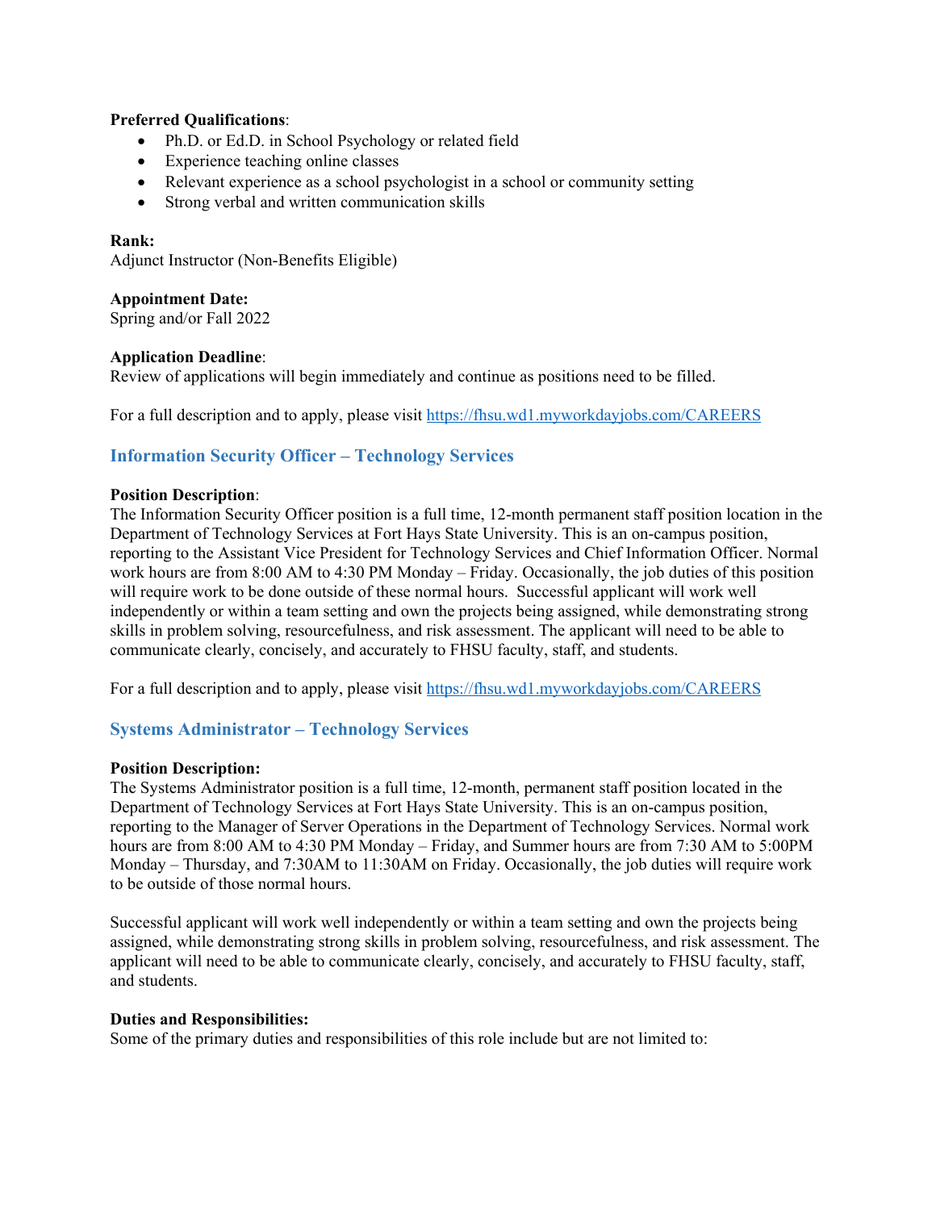**Preferred Qualifications**:

- Ph.D. or Ed.D. in School Psychology or related field
- Experience teaching online classes
- Relevant experience as a school psychologist in a school or community setting
- Strong verbal and written communication skills

**Rank:**
Adjunct Instructor (Non-Benefits Eligible)

**Appointment Date:**
Spring and/or Fall 2022

**Application Deadline**:
Review of applications will begin immediately and continue as positions need to be filled.

For a full description and to apply, please visit https://fhsu.wd1.myworkdayjobs.com/CAREERS

## Information Security Officer – Technology Services

**Position Description**:
The Information Security Officer position is a full time, 12-month permanent staff position location in the Department of Technology Services at Fort Hays State University. This is an on-campus position, reporting to the Assistant Vice President for Technology Services and Chief Information Officer. Normal work hours are from 8:00 AM to 4:30 PM Monday – Friday. Occasionally, the job duties of this position will require work to be done outside of these normal hours. Successful applicant will work well independently or within a team setting and own the projects being assigned, while demonstrating strong skills in problem solving, resourcefulness, and risk assessment. The applicant will need to be able to communicate clearly, concisely, and accurately to FHSU faculty, staff, and students.

For a full description and to apply, please visit https://fhsu.wd1.myworkdayjobs.com/CAREERS

## Systems Administrator – Technology Services

**Position Description:**
The Systems Administrator position is a full time, 12-month, permanent staff position located in the Department of Technology Services at Fort Hays State University. This is an on-campus position, reporting to the Manager of Server Operations in the Department of Technology Services. Normal work hours are from 8:00 AM to 4:30 PM Monday – Friday, and Summer hours are from 7:30 AM to 5:00PM Monday – Thursday, and 7:30AM to 11:30AM on Friday. Occasionally, the job duties will require work to be outside of those normal hours.

Successful applicant will work well independently or within a team setting and own the projects being assigned, while demonstrating strong skills in problem solving, resourcefulness, and risk assessment. The applicant will need to be able to communicate clearly, concisely, and accurately to FHSU faculty, staff, and students.

**Duties and Responsibilities:**
Some of the primary duties and responsibilities of this role include but are not limited to: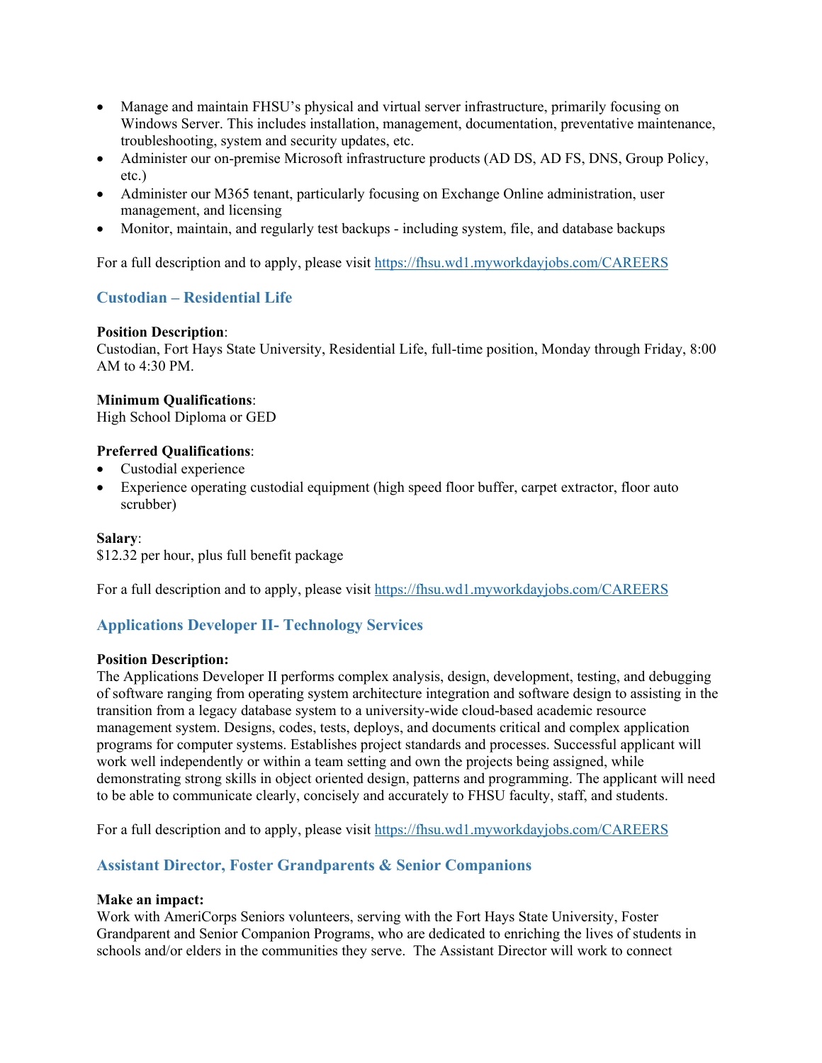- Manage and maintain FHSU's physical and virtual server infrastructure, primarily focusing on Windows Server. This includes installation, management, documentation, preventative maintenance, troubleshooting, system and security updates, etc.
- Administer our on-premise Microsoft infrastructure products (AD DS, AD FS, DNS, Group Policy, etc.)
- Administer our M365 tenant, particularly focusing on Exchange Online administration, user management, and licensing
- Monitor, maintain, and regularly test backups - including system, file, and database backups

For a full description and to apply, please visit https://fhsu.wd1.myworkdayjobs.com/CAREERS

## Custodian – Residential Life

**Position Description**:
Custodian, Fort Hays State University, Residential Life, full-time position, Monday through Friday, 8:00 AM to 4:30 PM.

**Minimum Qualifications**:
High School Diploma or GED

**Preferred Qualifications**:
- Custodial experience
- Experience operating custodial equipment (high speed floor buffer, carpet extractor, floor auto scrubber)

**Salary**:
$12.32 per hour, plus full benefit package

For a full description and to apply, please visit https://fhsu.wd1.myworkdayjobs.com/CAREERS

## Applications Developer II- Technology Services

**Position Description:**
The Applications Developer II performs complex analysis, design, development, testing, and debugging of software ranging from operating system architecture integration and software design to assisting in the transition from a legacy database system to a university-wide cloud-based academic resource management system. Designs, codes, tests, deploys, and documents critical and complex application programs for computer systems. Establishes project standards and processes. Successful applicant will work well independently or within a team setting and own the projects being assigned, while demonstrating strong skills in object oriented design, patterns and programming. The applicant will need to be able to communicate clearly, concisely and accurately to FHSU faculty, staff, and students.

For a full description and to apply, please visit https://fhsu.wd1.myworkdayjobs.com/CAREERS

## Assistant Director, Foster Grandparents & Senior Companions

**Make an impact:**
Work with AmeriCorps Seniors volunteers, serving with the Fort Hays State University, Foster Grandparent and Senior Companion Programs, who are dedicated to enriching the lives of students in schools and/or elders in the communities they serve. The Assistant Director will work to connect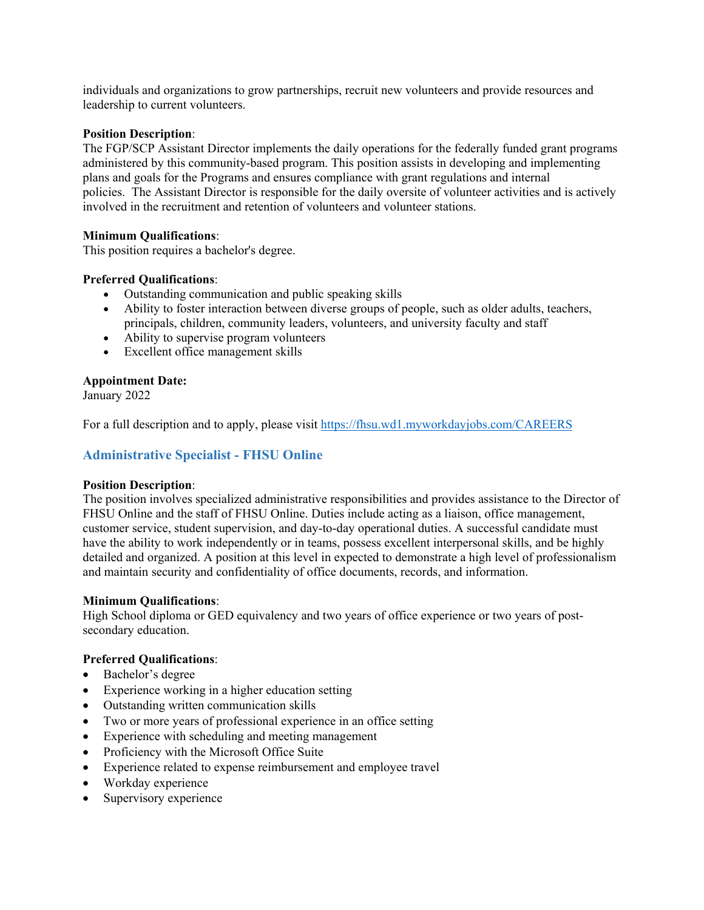individuals and organizations to grow partnerships, recruit new volunteers and provide resources and leadership to current volunteers.

**Position Description**:
The FGP/SCP Assistant Director implements the daily operations for the federally funded grant programs administered by this community-based program. This position assists in developing and implementing plans and goals for the Programs and ensures compliance with grant regulations and internal policies. The Assistant Director is responsible for the daily oversite of volunteer activities and is actively involved in the recruitment and retention of volunteers and volunteer stations.

**Minimum Qualifications**:
This position requires a bachelor's degree.

**Preferred Qualifications**:

- Outstanding communication and public speaking skills
- Ability to foster interaction between diverse groups of people, such as older adults, teachers, principals, children, community leaders, volunteers, and university faculty and staff
- Ability to supervise program volunteers
- Excellent office management skills

**Appointment Date:**
January 2022

For a full description and to apply, please visit https://fhsu.wd1.myworkdayjobs.com/CAREERS

### Administrative Specialist - FHSU Online

**Position Description**:
The position involves specialized administrative responsibilities and provides assistance to the Director of FHSU Online and the staff of FHSU Online. Duties include acting as a liaison, office management, customer service, student supervision, and day-to-day operational duties. A successful candidate must have the ability to work independently or in teams, possess excellent interpersonal skills, and be highly detailed and organized. A position at this level in expected to demonstrate a high level of professionalism and maintain security and confidentiality of office documents, records, and information.

**Minimum Qualifications**:
High School diploma or GED equivalency and two years of office experience or two years of post-secondary education.

**Preferred Qualifications**:

- Bachelor's degree
- Experience working in a higher education setting
- Outstanding written communication skills
- Two or more years of professional experience in an office setting
- Experience with scheduling and meeting management
- Proficiency with the Microsoft Office Suite
- Experience related to expense reimbursement and employee travel
- Workday experience
- Supervisory experience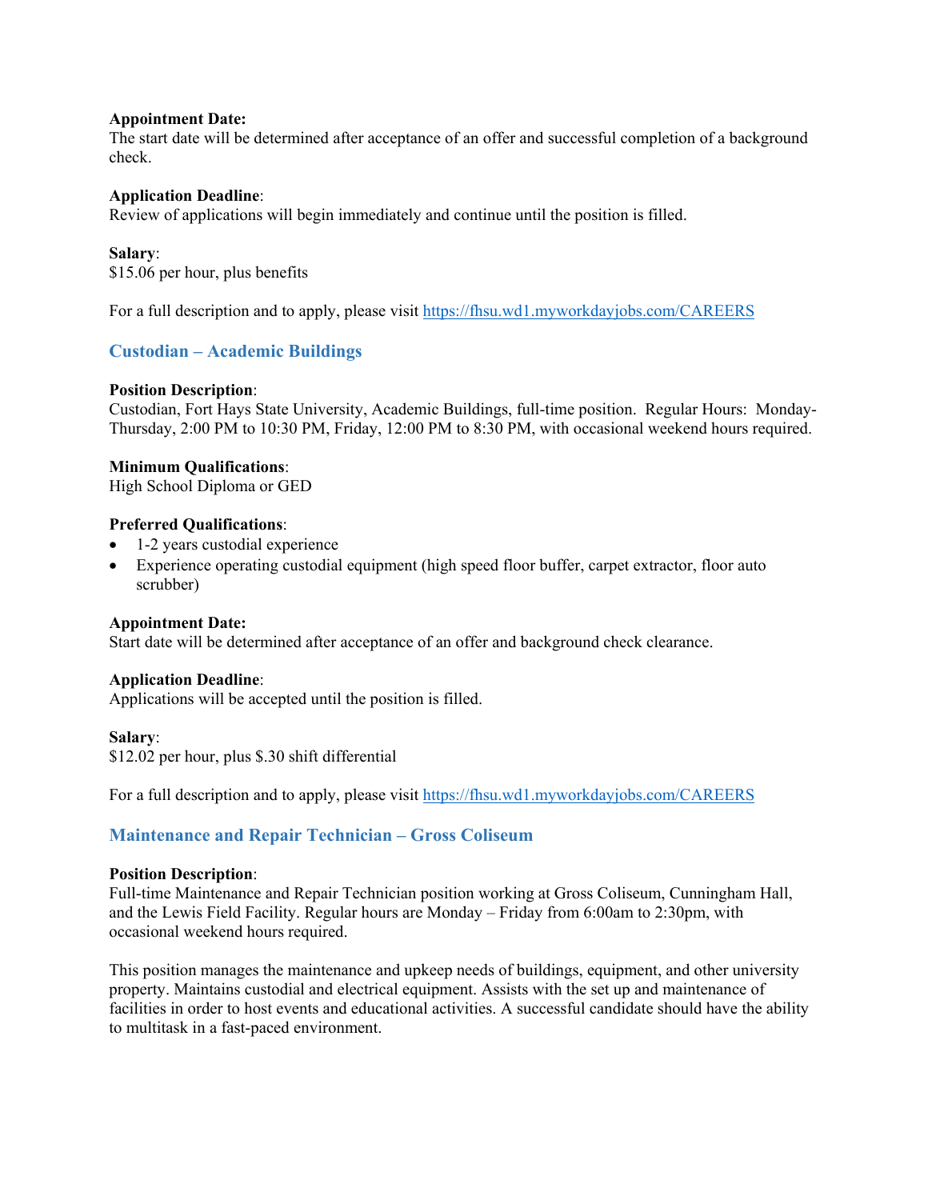**Appointment Date:**
The start date will be determined after acceptance of an offer and successful completion of a background check.

**Application Deadline**:
Review of applications will begin immediately and continue until the position is filled.

**Salary**:
$15.06 per hour, plus benefits

For a full description and to apply, please visit https://fhsu.wd1.myworkdayjobs.com/CAREERS

## Custodian – Academic Buildings

**Position Description**:
Custodian, Fort Hays State University, Academic Buildings, full-time position. Regular Hours: Monday-Thursday, 2:00 PM to 10:30 PM, Friday, 12:00 PM to 8:30 PM, with occasional weekend hours required.

**Minimum Qualifications**:
High School Diploma or GED

**Preferred Qualifications**:

- 1-2 years custodial experience
- Experience operating custodial equipment (high speed floor buffer, carpet extractor, floor auto scrubber)

**Appointment Date:**
Start date will be determined after acceptance of an offer and background check clearance.

**Application Deadline**:
Applications will be accepted until the position is filled.

**Salary**:
$12.02 per hour, plus $.30 shift differential

For a full description and to apply, please visit https://fhsu.wd1.myworkdayjobs.com/CAREERS

## Maintenance and Repair Technician – Gross Coliseum

**Position Description**:
Full-time Maintenance and Repair Technician position working at Gross Coliseum, Cunningham Hall, and the Lewis Field Facility. Regular hours are Monday – Friday from 6:00am to 2:30pm, with occasional weekend hours required.

This position manages the maintenance and upkeep needs of buildings, equipment, and other university property. Maintains custodial and electrical equipment. Assists with the set up and maintenance of facilities in order to host events and educational activities. A successful candidate should have the ability to multitask in a fast-paced environment.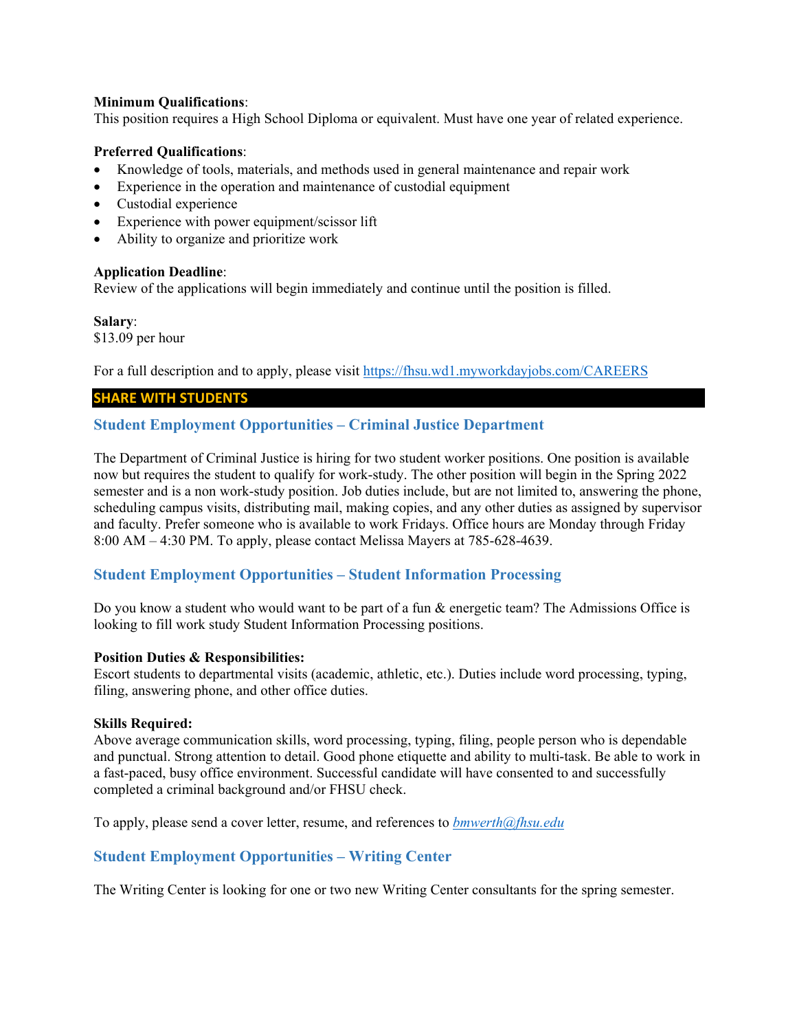**Minimum Qualifications**:
This position requires a High School Diploma or equivalent. Must have one year of related experience.

**Preferred Qualifications**:

- Knowledge of tools, materials, and methods used in general maintenance and repair work
- Experience in the operation and maintenance of custodial equipment
- Custodial experience
- Experience with power equipment/scissor lift
- Ability to organize and prioritize work

**Application Deadline**:
Review of the applications will begin immediately and continue until the position is filled.

**Salary**:
$13.09 per hour

For a full description and to apply, please visit https://fhsu.wd1.myworkdayjobs.com/CAREERS

## SHARE WITH STUDENTS

### Student Employment Opportunities – Criminal Justice Department

The Department of Criminal Justice is hiring for two student worker positions. One position is available now but requires the student to qualify for work-study. The other position will begin in the Spring 2022 semester and is a non work-study position. Job duties include, but are not limited to, answering the phone, scheduling campus visits, distributing mail, making copies, and any other duties as assigned by supervisor and faculty. Prefer someone who is available to work Fridays. Office hours are Monday through Friday 8:00 AM – 4:30 PM. To apply, please contact Melissa Mayers at 785-628-4639.

### Student Employment Opportunities – Student Information Processing

Do you know a student who would want to be part of a fun & energetic team? The Admissions Office is looking to fill work study Student Information Processing positions.

**Position Duties & Responsibilities:**
Escort students to departmental visits (academic, athletic, etc.). Duties include word processing, typing, filing, answering phone, and other office duties.

**Skills Required:**
Above average communication skills, word processing, typing, filing, people person who is dependable and punctual. Strong attention to detail. Good phone etiquette and ability to multi-task. Be able to work in a fast-paced, busy office environment. Successful candidate will have consented to and successfully completed a criminal background and/or FHSU check.

To apply, please send a cover letter, resume, and references to *bmwerth@fhsu.edu*

### Student Employment Opportunities – Writing Center

The Writing Center is looking for one or two new Writing Center consultants for the spring semester.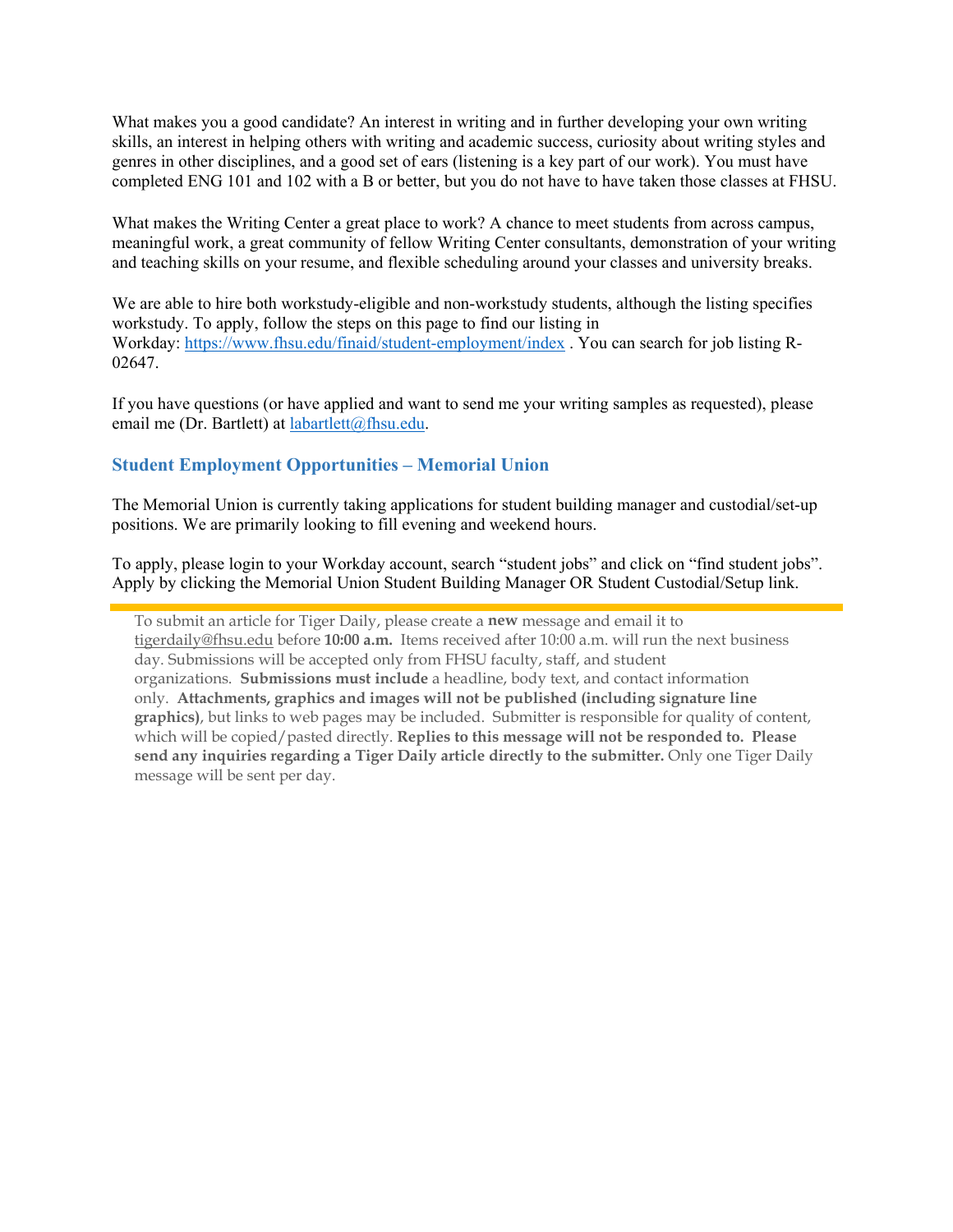What makes you a good candidate? An interest in writing and in further developing your own writing skills, an interest in helping others with writing and academic success, curiosity about writing styles and genres in other disciplines, and a good set of ears (listening is a key part of our work). You must have completed ENG 101 and 102 with a B or better, but you do not have to have taken those classes at FHSU.

What makes the Writing Center a great place to work? A chance to meet students from across campus, meaningful work, a great community of fellow Writing Center consultants, demonstration of your writing and teaching skills on your resume, and flexible scheduling around your classes and university breaks.

We are able to hire both workstudy-eligible and non-workstudy students, although the listing specifies workstudy. To apply, follow the steps on this page to find our listing in Workday: https://www.fhsu.edu/finaid/student-employment/index . You can search for job listing R-02647.

If you have questions (or have applied and want to send me your writing samples as requested), please email me (Dr. Bartlett) at labartlett@fhsu.edu.

### Student Employment Opportunities – Memorial Union

The Memorial Union is currently taking applications for student building manager and custodial/set-up positions. We are primarily looking to fill evening and weekend hours.

To apply, please login to your Workday account, search "student jobs" and click on "find student jobs". Apply by clicking the Memorial Union Student Building Manager OR Student Custodial/Setup link.

---

To submit an article for Tiger Daily, please create a **new** message and email it to tigerdaily@fhsu.edu before **10:00 a.m.** Items received after 10:00 a.m. will run the next business day. Submissions will be accepted only from FHSU faculty, staff, and student organizations. **Submissions must include** a headline, body text, and contact information only. **Attachments, graphics and images will not be published (including signature line graphics)**, but links to web pages may be included. Submitter is responsible for quality of content, which will be copied/pasted directly. **Replies to this message will not be responded to. Please send any inquiries regarding a Tiger Daily article directly to the submitter.** Only one Tiger Daily message will be sent per day.